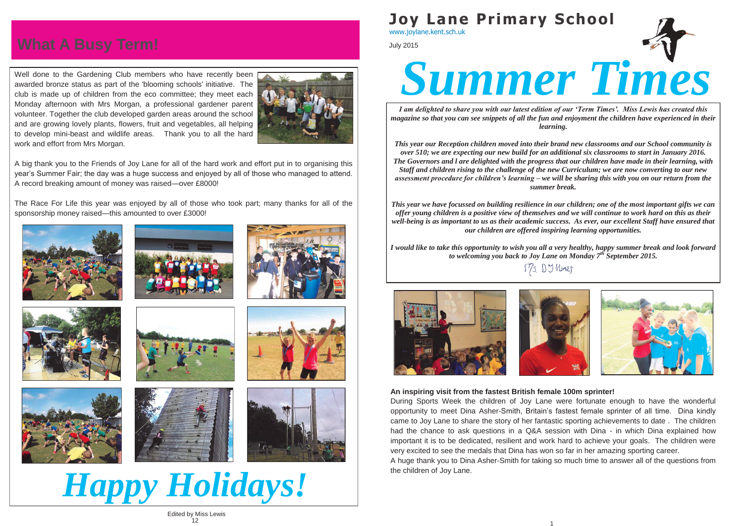# Joy Lane Primary School

www.joylane.kent.sch.uk

July 2015

# *Summer Times*

***I am delighted to share you with our latest edition of our 'Term Times'. Miss Lewis has created this magazine so that you can see snippets of all the fun and enjoyment the children have experienced in their learning.***

***This year our Reception children moved into their brand new classrooms and our School community is over 510; we are expecting our new build for an additional six classrooms to start in January 2016. The Governors and I are delighted with the progress that our children have made in their learning, with Staff and children rising to the challenge of the new Curriculum; we are now converting to our new assessment procedure for children's learning – we will be sharing this with you on our return from the summer break.***

***This year we have focussed on building resilience in our children; one of the most important gifts we can offer young children is a positive view of themselves and we will continue to work hard on this as their well-being is as important to us as their academic success. As ever, our excellent Staff have ensured that our children are offered inspiring learning opportunities.***

***I would like to take this opportunity to wish you all a very healthy, happy summer break and look forward to welcoming you back to Joy Lane on Monday 7th September 2015.***

Ms. D J Hines

**An inspiring visit from the fastest British female 100m sprinter!**

During Sports Week the children of Joy Lane were fortunate enough to have the wonderful opportunity to meet Dina Asher-Smith, Britain's fastest female sprinter of all time. Dina kindly came to Joy Lane to share the story of her fantastic sporting achievements to date . The children had the chance to ask questions in a Q&A session with Dina - in which Dina explained how important it is to be dedicated, resilient and work hard to achieve your goals. The children were very excited to see the medals that Dina has won so far in her amazing sporting career.

A huge thank you to Dina Asher-Smith for taking so much time to answer all of the questions from the children of Joy Lane.

## What A Busy Term!

Well done to the Gardening Club members who have recently been awarded bronze status as part of the 'blooming schools' initiative. The club is made up of children from the eco committee; they meet each Monday afternoon with Mrs Morgan, a professional gardener parent volunteer. Together the club developed garden areas around the school and are growing lovely plants, flowers, fruit and vegetables, all helping to develop mini-beast and wildlife areas. Thank you to all the hard work and effort from Mrs Morgan.

A big thank you to the Friends of Joy Lane for all of the hard work and effort put in to organising this year's Summer Fair; the day was a huge success and enjoyed by all of those who managed to attend. A record breaking amount of money was raised—over £8000!

The Race For Life this year was enjoyed by all of those who took part; many thanks for all of the sponsorship money raised—this amounted to over £3000!

# *Happy Holidays!*

Edited by Miss Lewis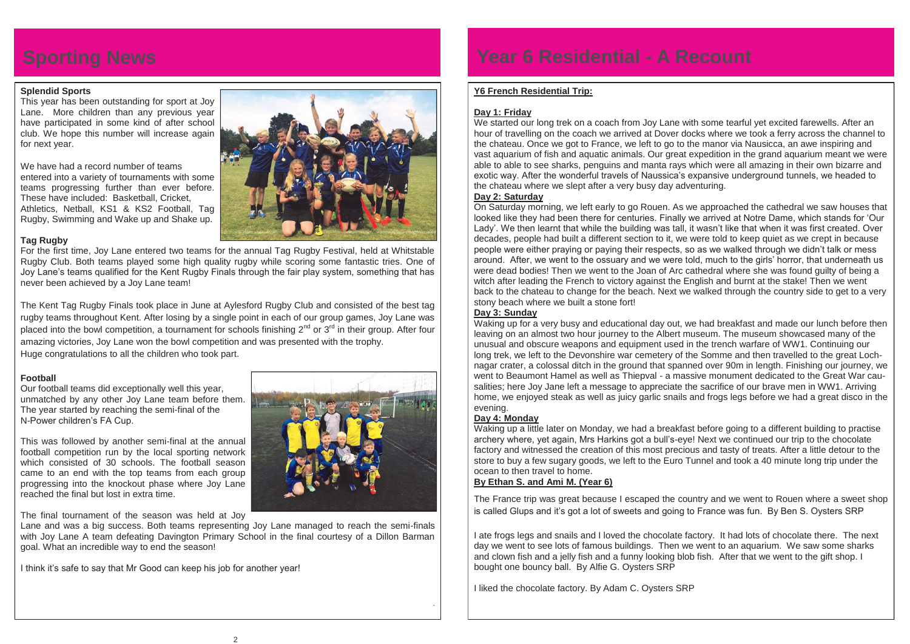# Sporting News

### Splendid Sports

This year has been outstanding for sport at Joy Lane. More children than any previous year have participated in some kind of after school club. We hope this number will increase again for next year.

We have had a record number of teams entered into a variety of tournaments with some teams progressing further than ever before. These have included: Basketball, Cricket, Athletics, Netball, KS1 & KS2 Football, Tag Rugby, Swimming and Wake up and Shake up.

### Tag Rugby

For the first time, Joy Lane entered two teams for the annual Tag Rugby Festival, held at Whitstable Rugby Club. Both teams played some high quality rugby while scoring some fantastic tries. One of Joy Lane's teams qualified for the Kent Rugby Finals through the fair play system, something that has never been achieved by a Joy Lane team!

The Kent Tag Rugby Finals took place in June at Aylesford Rugby Club and consisted of the best tag rugby teams throughout Kent. After losing by a single point in each of our group games, Joy Lane was placed into the bowl competition, a tournament for schools finishing 2nd or 3rd in their group. After four amazing victories, Joy Lane won the bowl competition and was presented with the trophy.
Huge congratulations to all the children who took part.

### Football

Our football teams did exceptionally well this year, unmatched by any other Joy Lane team before them. The year started by reaching the semi-final of the N-Power children's FA Cup.

This was followed by another semi-final at the annual football competition run by the local sporting network which consisted of 30 schools. The football season came to an end with the top teams from each group progressing into the knockout phase where Joy Lane reached the final but lost in extra time.

The final tournament of the season was held at Joy Lane and was a big success. Both teams representing Joy Lane managed to reach the semi-finals with Joy Lane A team defeating Davington Primary School in the final courtesy of a Dillon Barman goal. What an incredible way to end the season!

I think it's safe to say that Mr Good can keep his job for another year!

# Year 6 Residential - A Recount

**Y6 French Residential Trip:**

**Day 1: Friday**

We started our long trek on a coach from Joy Lane with some tearful yet excited farewells. After an hour of travelling on the coach we arrived at Dover docks where we took a ferry across the channel to the chateau. Once we got to France, we left to go to the manor via Nausicca, an awe inspiring and vast aquarium of fish and aquatic animals. Our great expedition in the grand aquarium meant we were able to able to see sharks, penguins and manta rays which were all amazing in their own bizarre and exotic way. After the wonderful travels of Naussica's expansive underground tunnels, we headed to the chateau where we slept after a very busy day adventuring.

**Day 2: Saturday**

On Saturday morning, we left early to go Rouen. As we approached the cathedral we saw houses that looked like they had been there for centuries. Finally we arrived at Notre Dame, which stands for 'Our Lady'. We then learnt that while the building was tall, it wasn't like that when it was first created. Over decades, people had built a different section to it, we were told to keep quiet as we crept in because people were either praying or paying their respects, so as we walked through we didn't talk or mess around. After, we went to the ossuary and we were told, much to the girls' horror, that underneath us were dead bodies! Then we went to the Joan of Arc cathedral where she was found guilty of being a witch after leading the French to victory against the English and burnt at the stake! Then we went back to the chateau to change for the beach. Next we walked through the country side to get to a very stony beach where we built a stone fort!

**Day 3: Sunday**

Waking up for a very busy and educational day out, we had breakfast and made our lunch before then leaving on an almost two hour journey to the Albert museum. The museum showcased many of the unusual and obscure weapons and equipment used in the trench warfare of WW1. Continuing our long trek, we left to the Devonshire war cemetery of the Somme and then travelled to the great Lochnagar crater, a colossal ditch in the ground that spanned over 90m in length. Finishing our journey, we went to Beaumont Hamel as well as Thiepval - a massive monument dedicated to the Great War causalities; here Joy Jane left a message to appreciate the sacrifice of our brave men in WW1. Arriving home, we enjoyed steak as well as juicy garlic snails and frogs legs before we had a great disco in the evening.

**Day 4: Monday**

Waking up a little later on Monday, we had a breakfast before going to a different building to practise archery where, yet again, Mrs Harkins got a bull's-eye! Next we continued our trip to the chocolate factory and witnessed the creation of this most precious and tasty of treats. After a little detour to the store to buy a few sugary goods, we left to the Euro Tunnel and took a 40 minute long trip under the ocean to then travel to home.

**By Ethan S. and Ami M. (Year 6)**

The France trip was great because I escaped the country and we went to Rouen where a sweet shop is called Glups and it's got a lot of sweets and going to France was fun. By Ben S. Oysters SRP

I ate frogs legs and snails and I loved the chocolate factory. It had lots of chocolate there. The next day we went to see lots of famous buildings. Then we went to an aquarium. We saw some sharks and clown fish and a jelly fish and a funny looking blob fish. After that we went to the gift shop. I bought one bouncy ball. By Alfie G. Oysters SRP

I liked the chocolate factory. By Adam C. Oysters SRP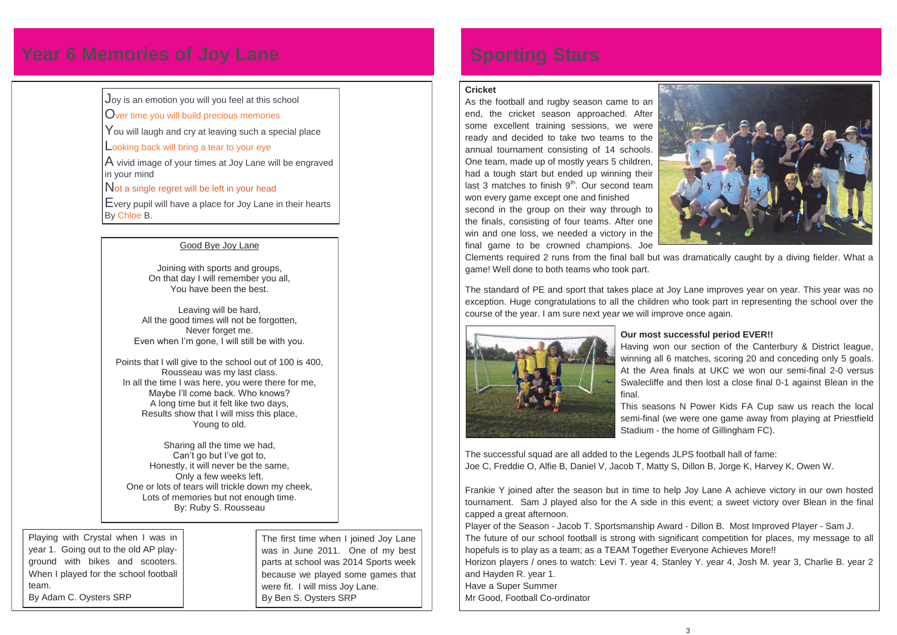# Year 6 Memories of Joy Lane

Joy is an emotion you will you feel at this school
Over time you will build precious memories
You will laugh and cry at leaving such a special place
Looking back will bring a tear to your eye
A vivid image of your times at Joy Lane will be engraved in your mind
Not a single regret will be left in your head
Every pupil will have a place for Joy Lane in their hearts
By Chloe B.

Good Bye Joy Lane

Joining with sports and groups,
On that day I will remember you all,
You have been the best.

Leaving will be hard,
All the good times will not be forgotten,
Never forget me.
Even when I'm gone, I will still be with you.

Points that I will give to the school out of 100 is 400,
Rousseau was my last class.
In all the time I was here, you were there for me,
Maybe I'll come back. Who knows?
A long time but it felt like two days,
Results show that I will miss this place,
Young to old.

Sharing all the time we had,
Can't go but I've got to,
Honestly, it will never be the same,
Only a few weeks left.
One or lots of tears will trickle down my cheek,
Lots of memories but not enough time.
By: Ruby S. Rousseau

Playing with Crystal when I was in year 1. Going out to the old AP play-ground with bikes and scooters. When I played for the school football team.
By Adam C. Oysters SRP

The first time when I joined Joy Lane was in June 2011. One of my best parts at school was 2014 Sports week because we played some games that were fit. I will miss Joy Lane.
By Ben S. Oysters SRP

# Sporting Stars

**Cricket**

As the football and rugby season came to an end, the cricket season approached. After some excellent training sessions, we were ready and decided to take two teams to the annual tournament consisting of 14 schools. One team, made up of mostly years 5 children, had a tough start but ended up winning their last 3 matches to finish 9th. Our second team won every game except one and finished second in the group on their way through to the finals, consisting of four teams. After one win and one loss, we needed a victory in the final game to be crowned champions. Joe Clements required 2 runs from the final ball but was dramatically caught by a diving fielder. What a game! Well done to both teams who took part.

The standard of PE and sport that takes place at Joy Lane improves year on year. This year was no exception. Huge congratulations to all the children who took part in representing the school over the course of the year. I am sure next year we will improve once again.

**Our most successful period EVER!!**

Having won our section of the Canterbury & District league, winning all 6 matches, scoring 20 and conceding only 5 goals. At the Area finals at UKC we won our semi-final 2-0 versus Swalecliffe and then lost a close final 0-1 against Blean in the final.

This seasons N Power Kids FA Cup saw us reach the local semi-final (we were one game away from playing at Priestfield Stadium - the home of Gillingham FC).

The successful squad are all added to the Legends JLPS football hall of fame:
Joe C, Freddie O, Alfie B, Daniel V, Jacob T, Matty S, Dillon B, Jorge K, Harvey K, Owen W.

Frankie Y joined after the season but in time to help Joy Lane A achieve victory in our own hosted tournament. Sam J played also for the A side in this event; a sweet victory over Blean in the final capped a great afternoon.

Player of the Season - Jacob T. Sportsmanship Award - Dillon B. Most Improved Player - Sam J.

The future of our school football is strong with significant competition for places, my message to all hopefuls is to play as a team; as a TEAM Together Everyone Achieves More!!

Horizon players / ones to watch: Levi T. year 4, Stanley Y. year 4, Josh M. year 3, Charlie B. year 2 and Hayden R. year 1.

Have a Super Summer

Mr Good, Football Co-ordinator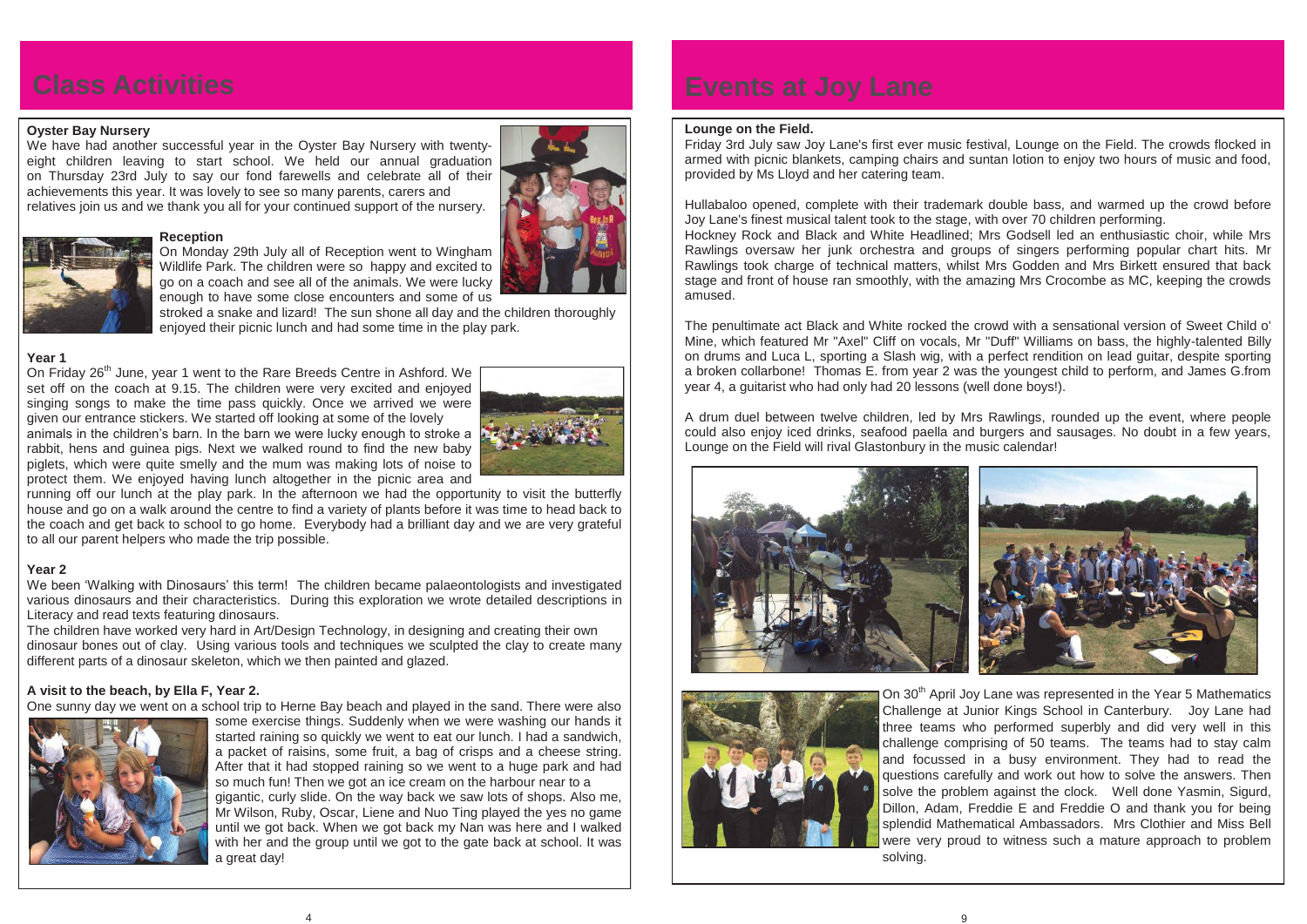# Class Activities

### Oyster Bay Nursery

We have had another successful year in the Oyster Bay Nursery with twenty-eight children leaving to start school. We held our annual graduation on Thursday 23rd July to say our fond farewells and celebrate all of their achievements this year. It was lovely to see so many parents, carers and relatives join us and we thank you all for your continued support of the nursery.

### Reception

On Monday 29th July all of Reception went to Wingham Wildlife Park. The children were so happy and excited to go on a coach and see all of the animals. We were lucky enough to have some close encounters and some of us stroked a snake and lizard! The sun shone all day and the children thoroughly enjoyed their picnic lunch and had some time in the play park.

### Year 1

On Friday 26th June, year 1 went to the Rare Breeds Centre in Ashford. We set off on the coach at 9.15. The children were very excited and enjoyed singing songs to make the time pass quickly. Once we arrived we were given our entrance stickers. We started off looking at some of the lovely animals in the children's barn. In the barn we were lucky enough to stroke a rabbit, hens and guinea pigs. Next we walked round to find the new baby piglets, which were quite smelly and the mum was making lots of noise to protect them. We enjoyed having lunch altogether in the picnic area and running off our lunch at the play park. In the afternoon we had the opportunity to visit the butterfly house and go on a walk around the centre to find a variety of plants before it was time to head back to the coach and get back to school to go home. Everybody had a brilliant day and we are very grateful to all our parent helpers who made the trip possible.

### Year 2

We been 'Walking with Dinosaurs' this term! The children became palaeontologists and investigated various dinosaurs and their characteristics. During this exploration we wrote detailed descriptions in Literacy and read texts featuring dinosaurs.

The children have worked very hard in Art/Design Technology, in designing and creating their own dinosaur bones out of clay. Using various tools and techniques we sculpted the clay to create many different parts of a dinosaur skeleton, which we then painted and glazed.

### A visit to the beach, by Ella F, Year 2.

One sunny day we went on a school trip to Herne Bay beach and played in the sand. There were also some exercise things. Suddenly when we were washing our hands it started raining so quickly we went to eat our lunch. I had a sandwich, a packet of raisins, some fruit, a bag of crisps and a cheese string. After that it had stopped raining so we went to a huge park and had so much fun! Then we got an ice cream on the harbour near to a gigantic, curly slide. On the way back we saw lots of shops. Also me, Mr Wilson, Ruby, Oscar, Liene and Nuo Ting played the yes no game until we got back. When we got back my Nan was here and I walked with her and the group until we got to the gate back at school. It was a great day!

# Events at Joy Lane

### Lounge on the Field.

Friday 3rd July saw Joy Lane's first ever music festival, Lounge on the Field. The crowds flocked in armed with picnic blankets, camping chairs and suntan lotion to enjoy two hours of music and food, provided by Ms Lloyd and her catering team.

Hullabaloo opened, complete with their trademark double bass, and warmed up the crowd before Joy Lane's finest musical talent took to the stage, with over 70 children performing.

Hockney Rock and Black and White Headlined; Mrs Godsell led an enthusiastic choir, while Mrs Rawlings oversaw her junk orchestra and groups of singers performing popular chart hits. Mr Rawlings took charge of technical matters, whilst Mrs Godden and Mrs Birkett ensured that back stage and front of house ran smoothly, with the amazing Mrs Crocombe as MC, keeping the crowds amused.

The penultimate act Black and White rocked the crowd with a sensational version of Sweet Child o' Mine, which featured Mr "Axel" Cliff on vocals, Mr "Duff" Williams on bass, the highly-talented Billy on drums and Luca L, sporting a Slash wig, with a perfect rendition on lead guitar, despite sporting a broken collarbone! Thomas E. from year 2 was the youngest child to perform, and James G.from year 4, a guitarist who had only had 20 lessons (well done boys!).

A drum duel between twelve children, led by Mrs Rawlings, rounded up the event, where people could also enjoy iced drinks, seafood paella and burgers and sausages. No doubt in a few years, Lounge on the Field will rival Glastonbury in the music calendar!

On 30th April Joy Lane was represented in the Year 5 Mathematics Challenge at Junior Kings School in Canterbury. Joy Lane had three teams who performed superbly and did very well in this challenge comprising of 50 teams. The teams had to stay calm and focussed in a busy environment. They had to read the questions carefully and work out how to solve the answers. Then solve the problem against the clock. Well done Yasmin, Sigurd, Dillon, Adam, Freddie E and Freddie O and thank you for being splendid Mathematical Ambassadors. Mrs Clothier and Miss Bell were very proud to witness such a mature approach to problem solving.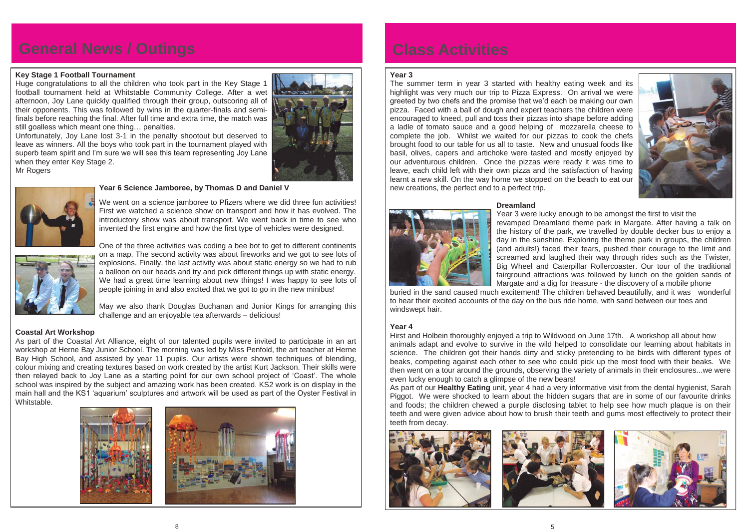# General News / Outings

### Key Stage 1 Football Tournament

Huge congratulations to all the children who took part in the Key Stage 1 football tournament held at Whitstable Community College. After a wet afternoon, Joy Lane quickly qualified through their group, outscoring all of their opponents. This was followed by wins in the quarter-finals and semi-finals before reaching the final. After full time and extra time, the match was still goalless which meant one thing… penalties.

Unfortunately, Joy Lane lost 3-1 in the penalty shootout but deserved to leave as winners. All the boys who took part in the tournament played with superb team spirit and I'm sure we will see this team representing Joy Lane when they enter Key Stage 2.

Mr Rogers

### Year 6 Science Jamboree, by Thomas D and Daniel V

We went on a science jamboree to Pfizers where we did three fun activities! First we watched a science show on transport and how it has evolved. The introductory show was about transport. We went back in time to see who invented the first engine and how the first type of vehicles were designed.

One of the three activities was coding a bee bot to get to different continents on a map. The second activity was about fireworks and we got to see lots of explosions. Finally, the last activity was about static energy so we had to rub a balloon on our heads and try and pick different things up with static energy. We had a great time learning about new things! I was happy to see lots of people joining in and also excited that we got to go in the new minibus!

May we also thank Douglas Buchanan and Junior Kings for arranging this challenge and an enjoyable tea afterwards – delicious!

### Coastal Art Workshop

As part of the Coastal Art Alliance, eight of our talented pupils were invited to participate in an art workshop at Herne Bay Junior School. The morning was led by Miss Penfold, the art teacher at Herne Bay High School, and assisted by year 11 pupils. Our artists were shown techniques of blending, colour mixing and creating textures based on work created by the artist Kurt Jackson. Their skills were then relayed back to Joy Lane as a starting point for our own school project of 'Coast'. The whole school was inspired by the subject and amazing work has been created. KS2 work is on display in the main hall and the KS1 'aquarium' sculptures and artwork will be used as part of the Oyster Festival in Whitstable.

# Class Activities

### Year 3

The summer term in year 3 started with healthy eating week and its highlight was very much our trip to Pizza Express. On arrival we were greeted by two chefs and the promise that we'd each be making our own pizza. Faced with a ball of dough and expert teachers the children were encouraged to kneed, pull and toss their pizzas into shape before adding a ladle of tomato sauce and a good helping of mozzarella cheese to complete the job. Whilst we waited for our pizzas to cook the chefs brought food to our table for us all to taste. New and unusual foods like basil, olives, capers and artichoke were tasted and mostly enjoyed by our adventurous children. Once the pizzas were ready it was time to leave, each child left with their own pizza and the satisfaction of having learnt a new skill. On the way home we stopped on the beach to eat our new creations, the perfect end to a perfect trip.

#### Dreamland

Year 3 were lucky enough to be amongst the first to visit the revamped Dreamland theme park in Margate. After having a talk on the history of the park, we travelled by double decker bus to enjoy a day in the sunshine. Exploring the theme park in groups, the children (and adults!) faced their fears, pushed their courage to the limit and screamed and laughed their way through rides such as the Twister, Big Wheel and Caterpillar Rollercoaster. Our tour of the traditional fairground attractions was followed by lunch on the golden sands of Margate and a dig for treasure - the discovery of a mobile phone buried in the sand caused much excitement! The children behaved beautifully, and it was wonderful to hear their excited accounts of the day on the bus ride home, with sand between our toes and windswept hair.

### Year 4

Hirst and Holbein thoroughly enjoyed a trip to Wildwood on June 17th. A workshop all about how animals adapt and evolve to survive in the wild helped to consolidate our learning about habitats in science. The children got their hands dirty and sticky pretending to be birds with different types of beaks, competing against each other to see who could pick up the most food with their beaks. We then went on a tour around the grounds, observing the variety of animals in their enclosures...we were even lucky enough to catch a glimpse of the new bears!

As part of our **Healthy Eating** unit, year 4 had a very informative visit from the dental hygienist, Sarah Piggot. We were shocked to learn about the hidden sugars that are in some of our favourite drinks and foods; the children chewed a purple disclosing tablet to help see how much plaque is on their teeth and were given advice about how to brush their teeth and gums most effectively to protect their teeth from decay.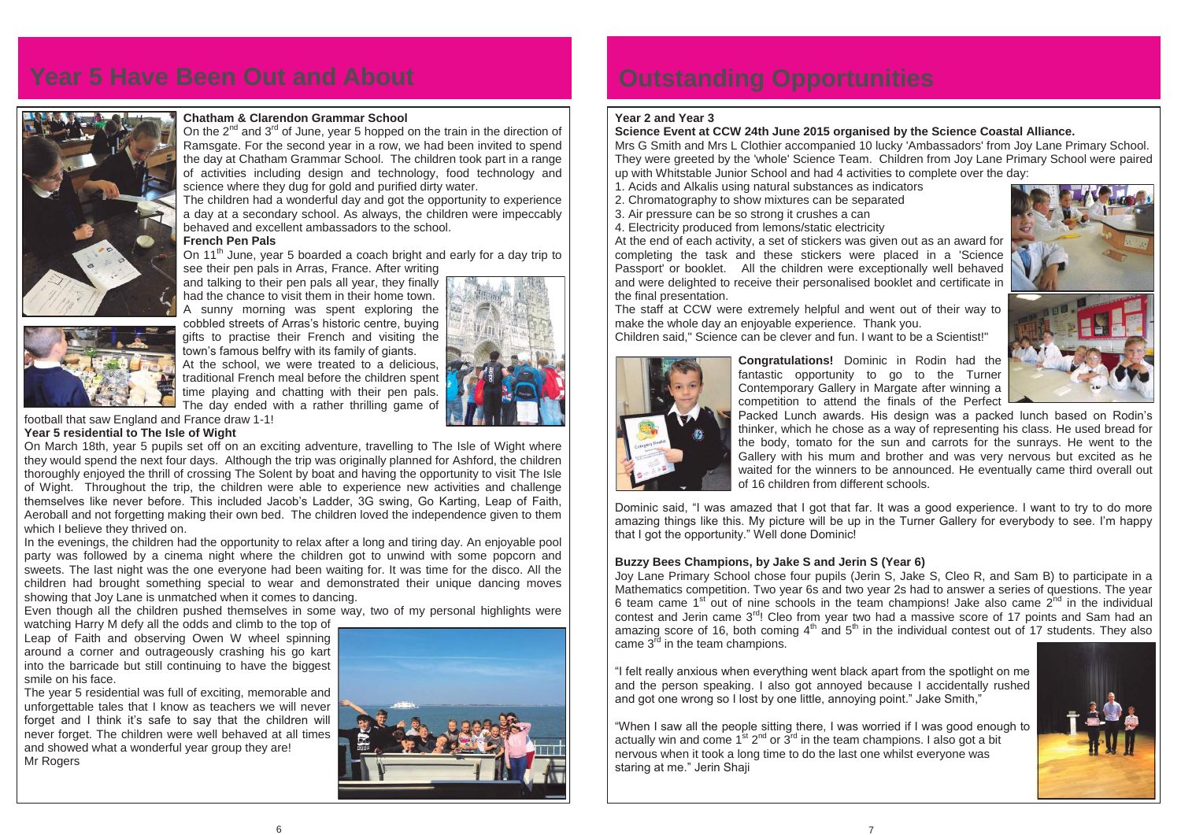# Year 5 Have Been Out and About

### Chatham & Clarendon Grammar School

On the 2nd and 3rd of June, year 5 hopped on the train in the direction of Ramsgate. For the second year in a row, we had been invited to spend the day at Chatham Grammar School. The children took part in a range of activities including design and technology, food technology and science where they dug for gold and purified dirty water.

The children had a wonderful day and got the opportunity to experience a day at a secondary school. As always, the children were impeccably behaved and excellent ambassadors to the school.

### French Pen Pals

On 11th June, year 5 boarded a coach bright and early for a day trip to see their pen pals in Arras, France. After writing and talking to their pen pals all year, they finally had the chance to visit them in their home town. A sunny morning was spent exploring the cobbled streets of Arras's historic centre, buying gifts to practise their French and visiting the town's famous belfry with its family of giants.

At the school, we were treated to a delicious, traditional French meal before the children spent time playing and chatting with their pen pals. The day ended with a rather thrilling game of football that saw England and France draw 1-1!

### Year 5 residential to The Isle of Wight

On March 18th, year 5 pupils set off on an exciting adventure, travelling to The Isle of Wight where they would spend the next four days. Although the trip was originally planned for Ashford, the children thoroughly enjoyed the thrill of crossing The Solent by boat and having the opportunity to visit The Isle of Wight. Throughout the trip, the children were able to experience new activities and challenge themselves like never before. This included Jacob's Ladder, 3G swing, Go Karting, Leap of Faith, Aeroball and not forgetting making their own bed. The children loved the independence given to them which I believe they thrived on.

In the evenings, the children had the opportunity to relax after a long and tiring day. An enjoyable pool party was followed by a cinema night where the children got to unwind with some popcorn and sweets. The last night was the one everyone had been waiting for. It was time for the disco. All the children had brought something special to wear and demonstrated their unique dancing moves showing that Joy Lane is unmatched when it comes to dancing.

Even though all the children pushed themselves in some way, two of my personal highlights were watching Harry M defy all the odds and climb to the top of Leap of Faith and observing Owen W wheel spinning around a corner and outrageously crashing his go kart into the barricade but still continuing to have the biggest smile on his face.

The year 5 residential was full of exciting, memorable and unforgettable tales that I know as teachers we will never forget and I think it's safe to say that the children will never forget. The children were well behaved at all times and showed what a wonderful year group they are!

Mr Rogers

# Outstanding Opportunities

### Year 2 and Year 3

**Science Event at CCW 24th June 2015 organised by the Science Coastal Alliance.**

Mrs G Smith and Mrs L Clothier accompanied 10 lucky 'Ambassadors' from Joy Lane Primary School. They were greeted by the 'whole' Science Team. Children from Joy Lane Primary School were paired up with Whitstable Junior School and had 4 activities to complete over the day:

1. Acids and Alkalis using natural substances as indicators
2. Chromatography to show mixtures can be separated
3. Air pressure can be so strong it crushes a can
4. Electricity produced from lemons/static electricity

At the end of each activity, a set of stickers was given out as an award for completing the task and these stickers were placed in a 'Science Passport' or booklet. All the children were exceptionally well behaved and were delighted to receive their personalised booklet and certificate in the final presentation.

The staff at CCW were extremely helpful and went out of their way to make the whole day an enjoyable experience. Thank you.

Children said," Science can be clever and fun. I want to be a Scientist!"

**Congratulations!** Dominic in Rodin had the fantastic opportunity to go to the Turner Contemporary Gallery in Margate after winning a competition to attend the finals of the Perfect Packed Lunch awards. His design was a packed lunch based on Rodin's thinker, which he chose as a way of representing his class. He used bread for the body, tomato for the sun and carrots for the sunrays. He went to the Gallery with his mum and brother and was very nervous but excited as he waited for the winners to be announced. He eventually came third overall out of 16 children from different schools.

Dominic said, "I was amazed that I got that far. It was a good experience. I want to try to do more amazing things like this. My picture will be up in the Turner Gallery for everybody to see. I'm happy that I got the opportunity." Well done Dominic!

### Buzzy Bees Champions, by Jake S and Jerin S (Year 6)

Joy Lane Primary School chose four pupils (Jerin S, Jake S, Cleo R, and Sam B) to participate in a Mathematics competition. Two year 6s and two year 2s had to answer a series of questions. The year 6 team came 1st out of nine schools in the team champions! Jake also came 2nd in the individual contest and Jerin came 3rd! Cleo from year two had a massive score of 17 points and Sam had an amazing score of 16, both coming 4th and 5th in the individual contest out of 17 students. They also came 3rd in the team champions.

"I felt really anxious when everything went black apart from the spotlight on me and the person speaking. I also got annoyed because I accidentally rushed and got one wrong so I lost by one little, annoying point." Jake Smith,"

"When I saw all the people sitting there, I was worried if I was good enough to actually win and come 1st 2nd or 3rd in the team champions. I also got a bit nervous when it took a long time to do the last one whilst everyone was staring at me." Jerin Shaji